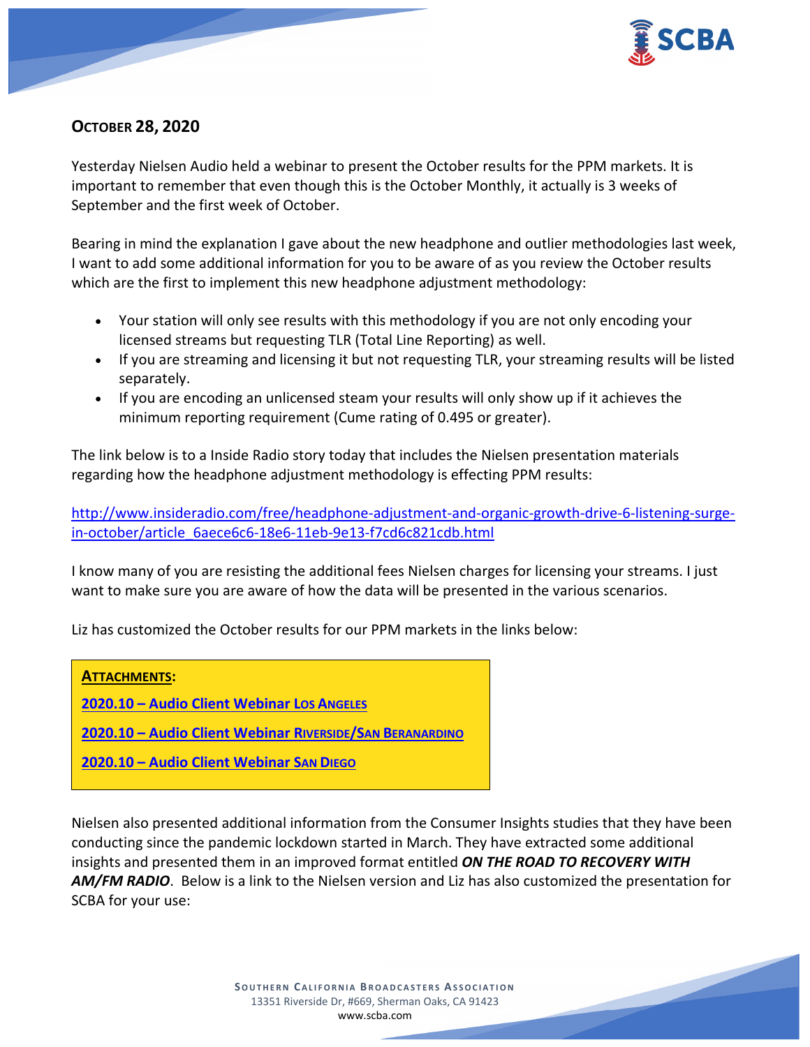## OCTOBER 28, 2020

Yesterday Nielsen Audio held a webinar to present the October results for the PPM markets. It is important to remember that even though this is the October Monthly, it actually is 3 weeks of September and the first week of October.

Bearing in mind the explanation I gave about the new headphone and outlier methodologies last week, I want to add some additional information for you to be aware of as you review the October results which are the first to implement this new headphone adjustment methodology:

- Your station will only see results with this methodology if you are not only encoding your licensed streams but requesting TLR (Total Line Reporting) as well.
- If you are streaming and licensing it but not requesting TLR, your streaming results will be listed separately.
- If you are encoding an unlicensed steam your results will only show up if it achieves the minimum reporting requirement (Cume rating of 0.495 or greater).

The link below is to a Inside Radio story today that includes the Nielsen presentation materials regarding how the headphone adjustment methodology is effecting PPM results:

http://www.insideradio.com/free/headphone-adjustment-and-organic-growth-drive-6-listening-surge-in-october/article_6aece6c6-18e6-11eb-9e13-f7cd6c821cdb.html

I know many of you are resisting the additional fees Nielsen charges for licensing your streams. I just want to make sure you are aware of how the data will be presented in the various scenarios.

Liz has customized the October results for our PPM markets in the links below:

**ATTACHMENTS:**

**2020.10 – Audio Client Webinar Los Angeles**

**2020.10 – Audio Client Webinar Riverside/San Beranardino**

**2020.10 – Audio Client Webinar San Diego**

Nielsen also presented additional information from the Consumer Insights studies that they have been conducting since the pandemic lockdown started in March. They have extracted some additional insights and presented them in an improved format entitled ***ON THE ROAD TO RECOVERY WITH AM/FM RADIO***. Below is a link to the Nielsen version and Liz has also customized the presentation for SCBA for your use: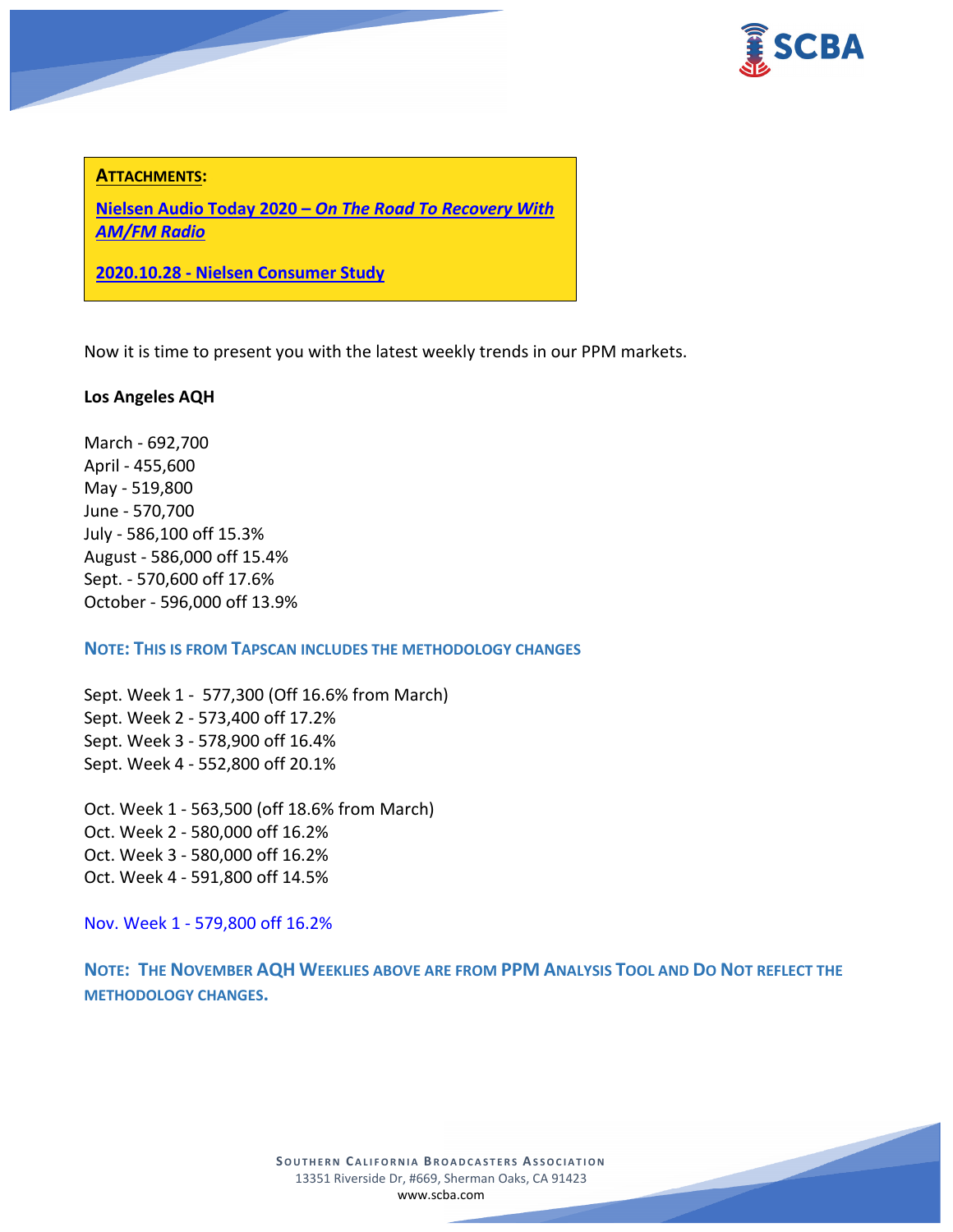**ATTACHMENTS:**

[***Nielsen Audio Today 2020 – On The Road To Recovery With AM/FM Radio***]

[**2020.10.28 - Nielsen Consumer Study**]

Now it is time to present you with the latest weekly trends in our PPM markets.

**Los Angeles AQH**

March - 692,700
April - 455,600
May - 519,800
June - 570,700
July - 586,100 off 15.3%
August - 586,000 off 15.4%
Sept. - 570,600 off 17.6%
October - 596,000 off 13.9%

**NOTE: THIS IS FROM TAPSCAN INCLUDES THE METHODOLOGY CHANGES**

Sept. Week 1 - 577,300 (Off 16.6% from March)
Sept. Week 2 - 573,400 off 17.2%
Sept. Week 3 - 578,900 off 16.4%
Sept. Week 4 - 552,800 off 20.1%

Oct. Week 1 - 563,500 (off 18.6% from March)
Oct. Week 2 - 580,000 off 16.2%
Oct. Week 3 - 580,000 off 16.2%
Oct. Week 4 - 591,800 off 14.5%

Nov. Week 1 - 579,800 off 16.2%

**NOTE: THE NOVEMBER AQH WEEKLIES ABOVE ARE FROM PPM ANALYSIS TOOL AND DO NOT REFLECT THE METHODOLOGY CHANGES.**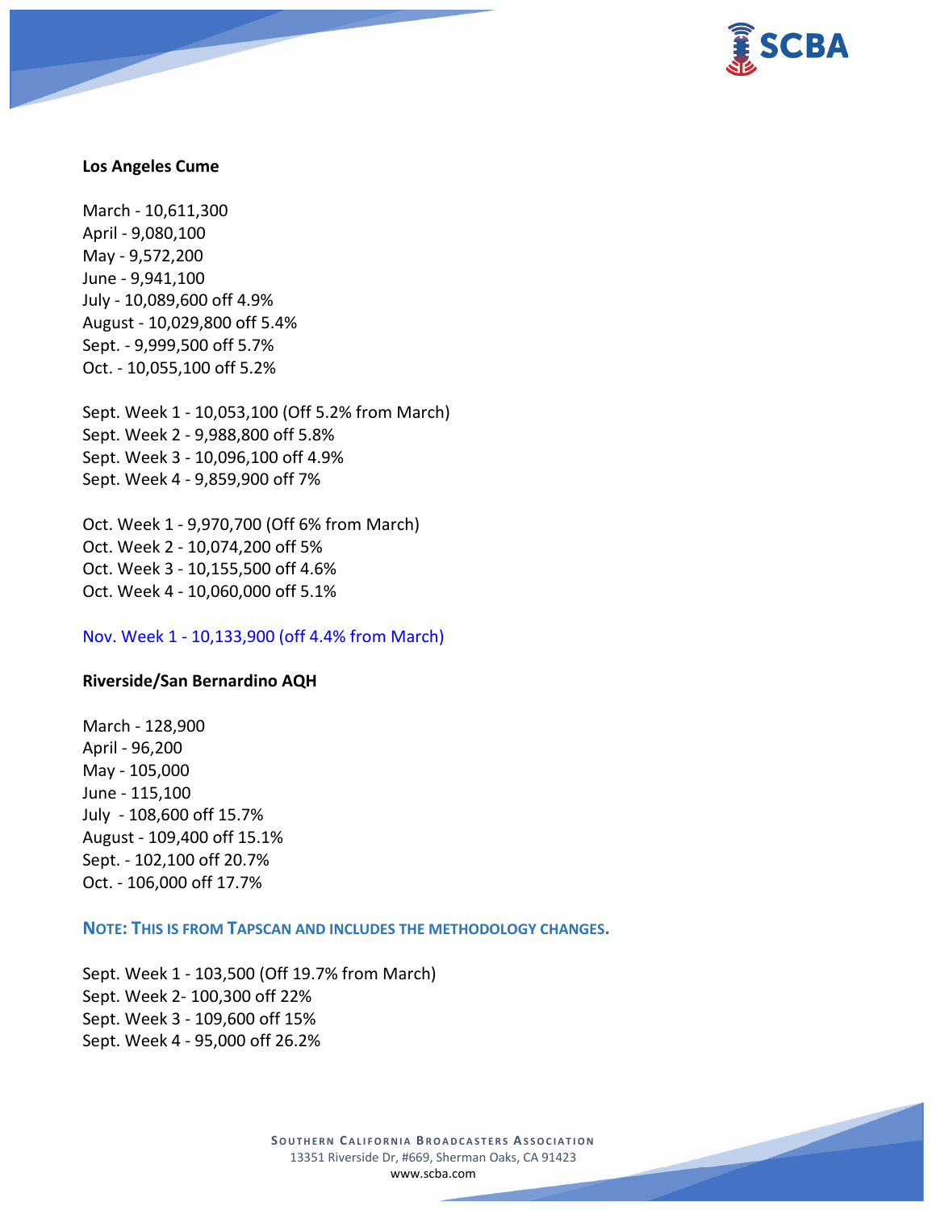**Los Angeles Cume**

March - 10,611,300
April - 9,080,100
May - 9,572,200
June - 9,941,100
July - 10,089,600 off 4.9%
August - 10,029,800 off 5.4%
Sept. - 9,999,500 off 5.7%
Oct. - 10,055,100 off 5.2%

Sept. Week 1 - 10,053,100 (Off 5.2% from March)
Sept. Week 2 - 9,988,800 off 5.8%
Sept. Week 3 - 10,096,100 off 4.9%
Sept. Week 4 - 9,859,900 off 7%

Oct. Week 1 - 9,970,700 (Off 6% from March)
Oct. Week 2 - 10,074,200 off 5%
Oct. Week 3 - 10,155,500 off 4.6%
Oct. Week 4 - 10,060,000 off 5.1%

Nov. Week 1 - 10,133,900 (off 4.4% from March)

**Riverside/San Bernardino AQH**

March - 128,900
April - 96,200
May - 105,000
June - 115,100
July - 108,600 off 15.7%
August - 109,400 off 15.1%
Sept. - 102,100 off 20.7%
Oct. - 106,000 off 17.7%

**NOTE: THIS IS FROM TAPSCAN AND INCLUDES THE METHODOLOGY CHANGES.**

Sept. Week 1 - 103,500 (Off 19.7% from March)
Sept. Week 2- 100,300 off 22%
Sept. Week 3 - 109,600 off 15%
Sept. Week 4 - 95,000 off 26.2%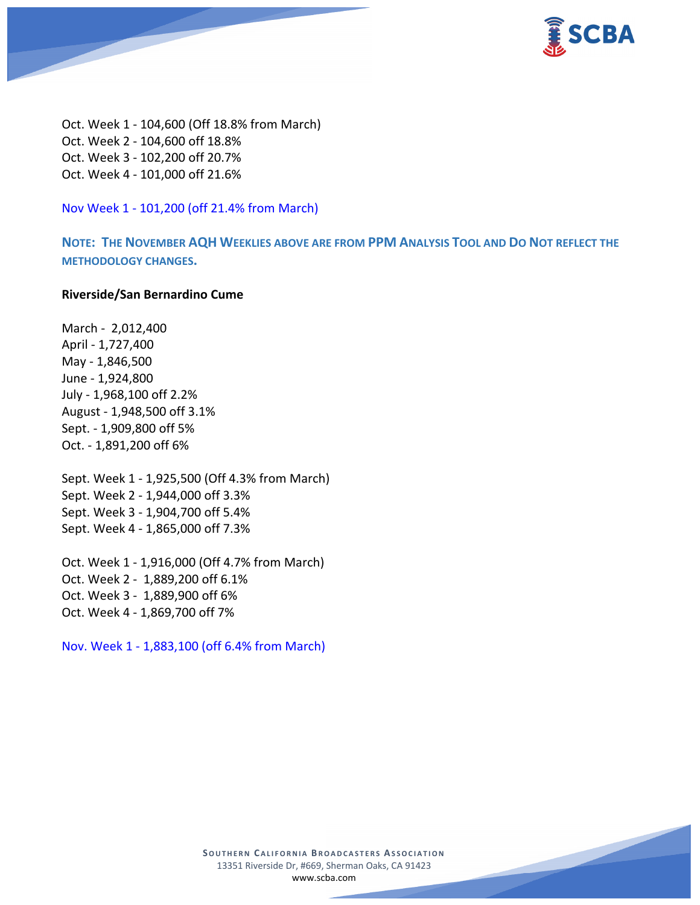Oct. Week 1 - 104,600 (Off 18.8% from March)
Oct. Week 2 - 104,600 off 18.8%
Oct. Week 3 - 102,200 off 20.7%
Oct. Week 4 - 101,000 off 21.6%

Nov Week 1 - 101,200 (off 21.4% from March)

**NOTE: THE NOVEMBER AQH WEEKLIES ABOVE ARE FROM PPM ANALYSIS TOOL AND DO NOT REFLECT THE METHODOLOGY CHANGES.**

**Riverside/San Bernardino Cume**

March - 2,012,400
April - 1,727,400
May - 1,846,500
June - 1,924,800
July - 1,968,100 off 2.2%
August - 1,948,500 off 3.1%
Sept. - 1,909,800 off 5%
Oct. - 1,891,200 off 6%

Sept. Week 1 - 1,925,500 (Off 4.3% from March)
Sept. Week 2 - 1,944,000 off 3.3%
Sept. Week 3 - 1,904,700 off 5.4%
Sept. Week 4 - 1,865,000 off 7.3%

Oct. Week 1 - 1,916,000 (Off 4.7% from March)
Oct. Week 2 - 1,889,200 off 6.1%
Oct. Week 3 - 1,889,900 off 6%
Oct. Week 4 - 1,869,700 off 7%

Nov. Week 1 - 1,883,100 (off 6.4% from March)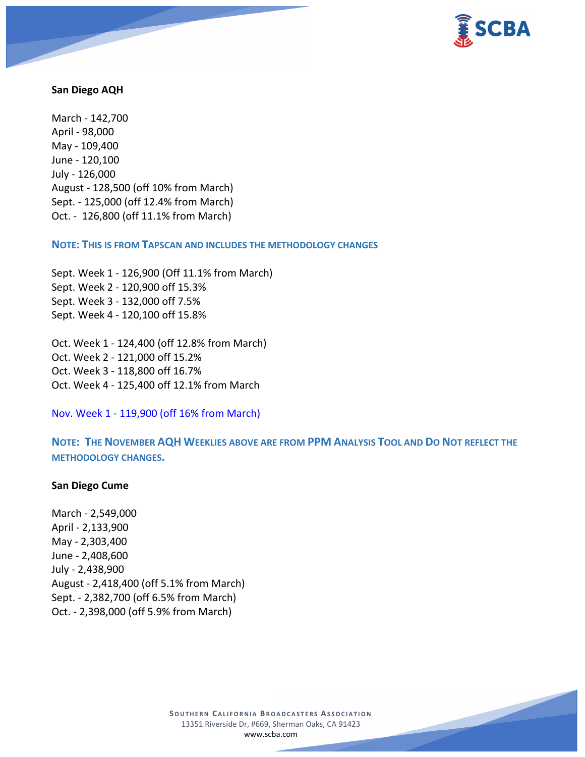**San Diego AQH**

March - 142,700
April - 98,000
May - 109,400
June - 120,100
July - 126,000
August - 128,500 (off 10% from March)
Sept. - 125,000 (off 12.4% from March)
Oct. - 126,800 (off 11.1% from March)

**NOTE: THIS IS FROM TAPSCAN AND INCLUDES THE METHODOLOGY CHANGES**

Sept. Week 1 - 126,900 (Off 11.1% from March)
Sept. Week 2 - 120,900 off 15.3%
Sept. Week 3 - 132,000 off 7.5%
Sept. Week 4 - 120,100 off 15.8%

Oct. Week 1 - 124,400 (off 12.8% from March)
Oct. Week 2 - 121,000 off 15.2%
Oct. Week 3 - 118,800 off 16.7%
Oct. Week 4 - 125,400 off 12.1% from March

Nov. Week 1 - 119,900 (off 16% from March)

**NOTE: THE NOVEMBER AQH WEEKLIES ABOVE ARE FROM PPM ANALYSIS TOOL AND DO NOT REFLECT THE METHODOLOGY CHANGES.**

**San Diego Cume**

March - 2,549,000
April - 2,133,900
May - 2,303,400
June - 2,408,600
July - 2,438,900
August - 2,418,400 (off 5.1% from March)
Sept. - 2,382,700 (off 6.5% from March)
Oct. - 2,398,000 (off 5.9% from March)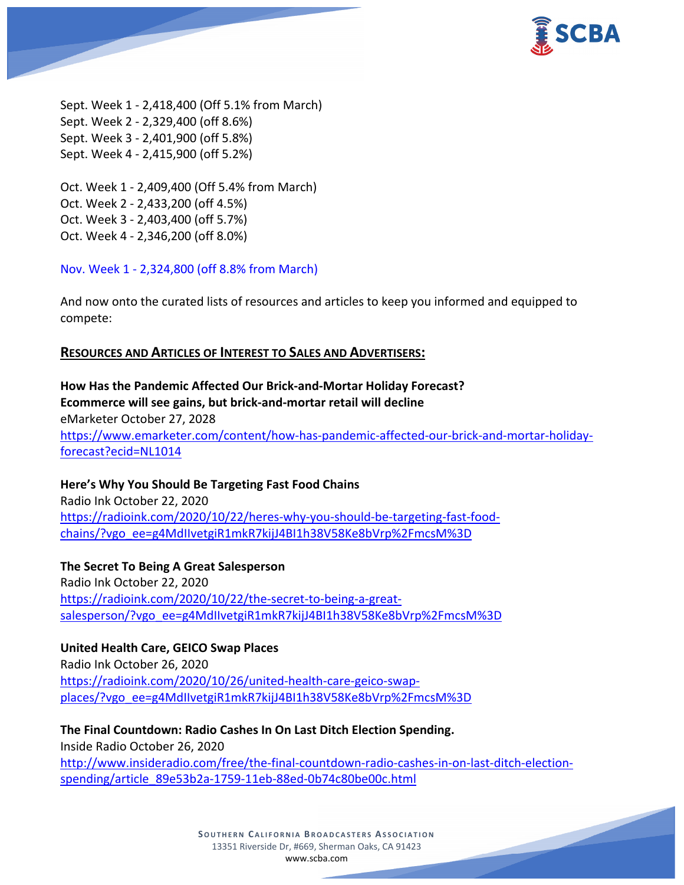Sept. Week 1 - 2,418,400 (Off 5.1% from March)
Sept. Week 2 - 2,329,400 (off 8.6%)
Sept. Week 3 - 2,401,900 (off 5.8%)
Sept. Week 4 - 2,415,900 (off 5.2%)

Oct. Week 1 - 2,409,400 (Off 5.4% from March)
Oct. Week 2 - 2,433,200 (off 4.5%)
Oct. Week 3 - 2,403,400 (off 5.7%)
Oct. Week 4 - 2,346,200 (off 8.0%)

Nov. Week 1 - 2,324,800 (off 8.8% from March)

And now onto the curated lists of resources and articles to keep you informed and equipped to compete:

## RESOURCES AND ARTICLES OF INTEREST TO SALES AND ADVERTISERS:

**How Has the Pandemic Affected Our Brick-and-Mortar Holiday Forecast?**
**Ecommerce will see gains, but brick-and-mortar retail will decline**
eMarketer October 27, 2028
https://www.emarketer.com/content/how-has-pandemic-affected-our-brick-and-mortar-holiday-forecast?ecid=NL1014

**Here's Why You Should Be Targeting Fast Food Chains**
Radio Ink October 22, 2020
https://radioink.com/2020/10/22/heres-why-you-should-be-targeting-fast-food-chains/?vgo_ee=g4MdIIvetgiR1mkR7kijJ4BI1h38V58Ke8bVrp%2FmcsM%3D

**The Secret To Being A Great Salesperson**
Radio Ink October 22, 2020
https://radioink.com/2020/10/22/the-secret-to-being-a-great-salesperson/?vgo_ee=g4MdIIvetgiR1mkR7kijJ4BI1h38V58Ke8bVrp%2FmcsM%3D

**United Health Care, GEICO Swap Places**
Radio Ink October 26, 2020
https://radioink.com/2020/10/26/united-health-care-geico-swap-places/?vgo_ee=g4MdIIvetgiR1mkR7kijJ4BI1h38V58Ke8bVrp%2FmcsM%3D

**The Final Countdown: Radio Cashes In On Last Ditch Election Spending.**
Inside Radio October 26, 2020
http://www.insideradio.com/free/the-final-countdown-radio-cashes-in-on-last-ditch-election-spending/article_89e53b2a-1759-11eb-88ed-0b74c80be00c.html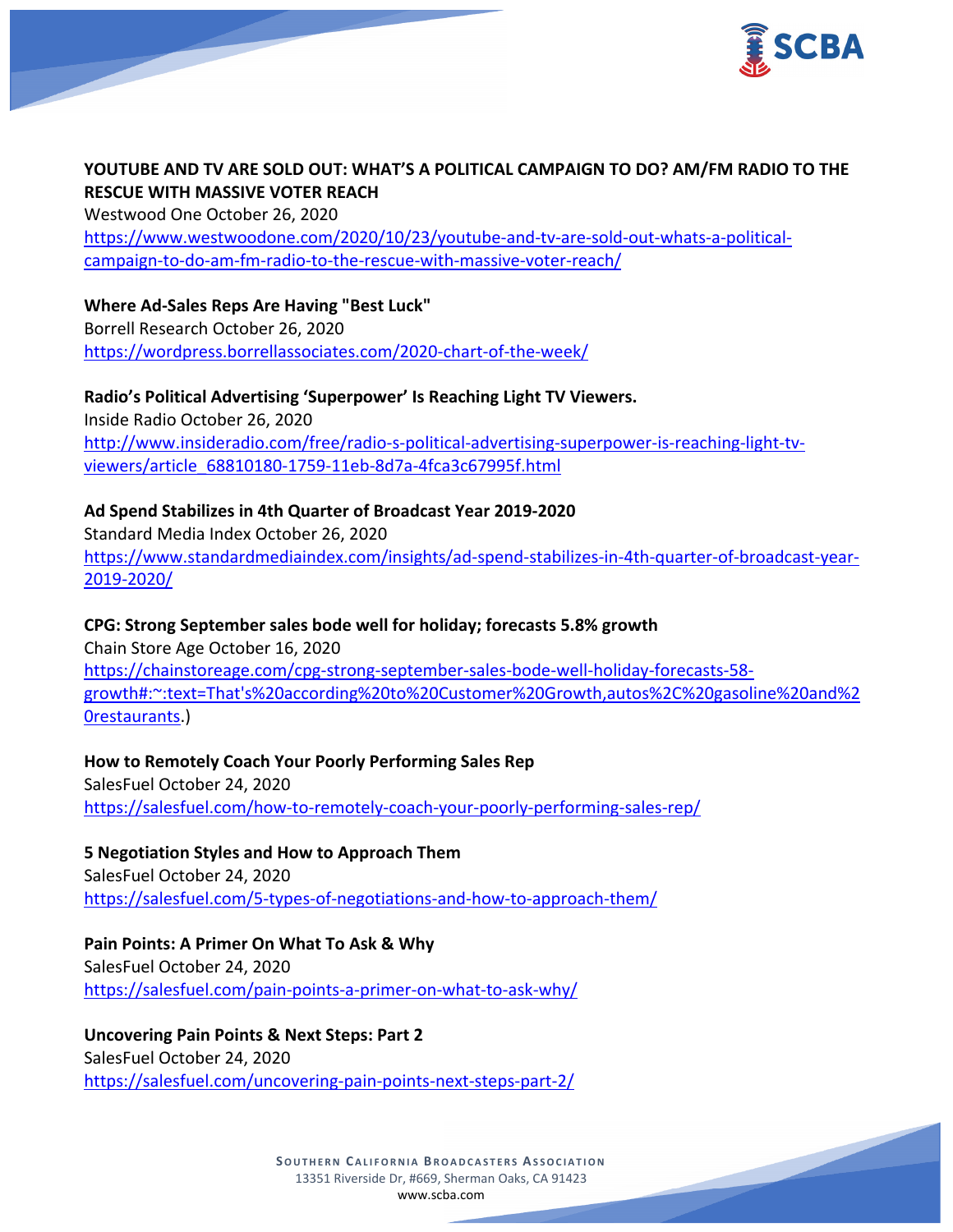**YOUTUBE AND TV ARE SOLD OUT: WHAT'S A POLITICAL CAMPAIGN TO DO? AM/FM RADIO TO THE RESCUE WITH MASSIVE VOTER REACH**
Westwood One October 26, 2020
https://www.westwoodone.com/2020/10/23/youtube-and-tv-are-sold-out-whats-a-political-campaign-to-do-am-fm-radio-to-the-rescue-with-massive-voter-reach/

**Where Ad-Sales Reps Are Having "Best Luck"**
Borrell Research October 26, 2020
https://wordpress.borrellassociates.com/2020-chart-of-the-week/

**Radio's Political Advertising 'Superpower' Is Reaching Light TV Viewers.**
Inside Radio October 26, 2020
http://www.insideradio.com/free/radio-s-political-advertising-superpower-is-reaching-light-tv-viewers/article_68810180-1759-11eb-8d7a-4fca3c67995f.html

**Ad Spend Stabilizes in 4th Quarter of Broadcast Year 2019-2020**
Standard Media Index October 26, 2020
https://www.standardmediaindex.com/insights/ad-spend-stabilizes-in-4th-quarter-of-broadcast-year-2019-2020/

**CPG: Strong September sales bode well for holiday; forecasts 5.8% growth**
Chain Store Age October 16, 2020
https://chainstoreage.com/cpg-strong-september-sales-bode-well-holiday-forecasts-58-growth#:~:text=That's%20according%20to%20Customer%20Growth,autos%2C%20gasoline%20and%20restaurants.)

**How to Remotely Coach Your Poorly Performing Sales Rep**
SalesFuel October 24, 2020
https://salesfuel.com/how-to-remotely-coach-your-poorly-performing-sales-rep/

**5 Negotiation Styles and How to Approach Them**
SalesFuel October 24, 2020
https://salesfuel.com/5-types-of-negotiations-and-how-to-approach-them/

**Pain Points: A Primer On What To Ask & Why**
SalesFuel October 24, 2020
https://salesfuel.com/pain-points-a-primer-on-what-to-ask-why/

**Uncovering Pain Points & Next Steps: Part 2**
SalesFuel October 24, 2020
https://salesfuel.com/uncovering-pain-points-next-steps-part-2/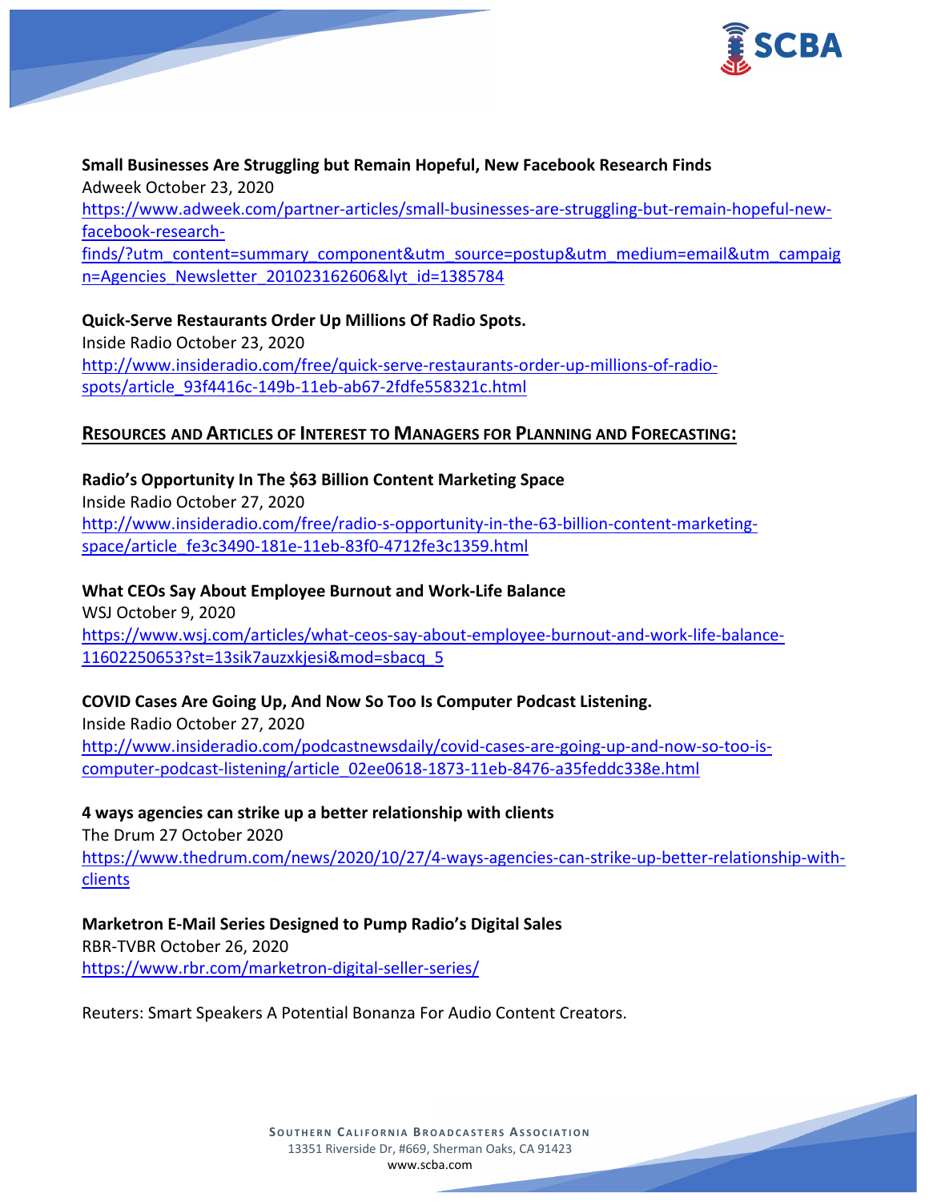**Small Businesses Are Struggling but Remain Hopeful, New Facebook Research Finds**
Adweek October 23, 2020
https://www.adweek.com/partner-articles/small-businesses-are-struggling-but-remain-hopeful-new-facebook-research-finds/?utm_content=summary_component&utm_source=postup&utm_medium=email&utm_campaign=Agencies_Newsletter_201023162606&lyt_id=1385784

**Quick-Serve Restaurants Order Up Millions Of Radio Spots.**
Inside Radio October 23, 2020
http://www.insideradio.com/free/quick-serve-restaurants-order-up-millions-of-radio-spots/article_93f4416c-149b-11eb-ab67-2fdfe558321c.html

## RESOURCES AND ARTICLES OF INTEREST TO MANAGERS FOR PLANNING AND FORECASTING:

**Radio's Opportunity In The $63 Billion Content Marketing Space**
Inside Radio October 27, 2020
http://www.insideradio.com/free/radio-s-opportunity-in-the-63-billion-content-marketing-space/article_fe3c3490-181e-11eb-83f0-4712fe3c1359.html

**What CEOs Say About Employee Burnout and Work-Life Balance**
WSJ October 9, 2020
https://www.wsj.com/articles/what-ceos-say-about-employee-burnout-and-work-life-balance-11602250653?st=13sik7auzxkjesi&mod=sbacq_5

**COVID Cases Are Going Up, And Now So Too Is Computer Podcast Listening.**
Inside Radio October 27, 2020
http://www.insideradio.com/podcastnewsdaily/covid-cases-are-going-up-and-now-so-too-is-computer-podcast-listening/article_02ee0618-1873-11eb-8476-a35feddc338e.html

**4 ways agencies can strike up a better relationship with clients**
The Drum 27 October 2020
https://www.thedrum.com/news/2020/10/27/4-ways-agencies-can-strike-up-better-relationship-with-clients

**Marketron E-Mail Series Designed to Pump Radio's Digital Sales**
RBR-TVBR October 26, 2020
https://www.rbr.com/marketron-digital-seller-series/

Reuters: Smart Speakers A Potential Bonanza For Audio Content Creators.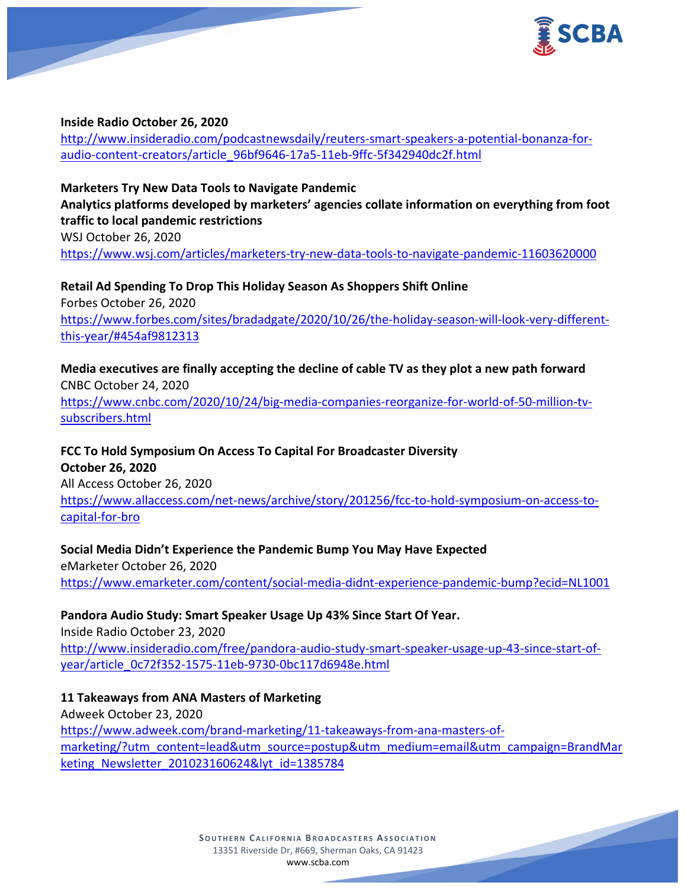**Inside Radio October 26, 2020**
http://www.insideradio.com/podcastnewsdaily/reuters-smart-speakers-a-potential-bonanza-for-audio-content-creators/article_96bf9646-17a5-11eb-9ffc-5f342940dc2f.html

**Marketers Try New Data Tools to Navigate Pandemic**
**Analytics platforms developed by marketers' agencies collate information on everything from foot traffic to local pandemic restrictions**
WSJ October 26, 2020
https://www.wsj.com/articles/marketers-try-new-data-tools-to-navigate-pandemic-11603620000

**Retail Ad Spending To Drop This Holiday Season As Shoppers Shift Online**
Forbes October 26, 2020
https://www.forbes.com/sites/bradadgate/2020/10/26/the-holiday-season-will-look-very-different-this-year/#454af9812313

**Media executives are finally accepting the decline of cable TV as they plot a new path forward**
CNBC October 24, 2020
https://www.cnbc.com/2020/10/24/big-media-companies-reorganize-for-world-of-50-million-tv-subscribers.html

**FCC To Hold Symposium On Access To Capital For Broadcaster Diversity**
**October 26, 2020**
All Access October 26, 2020
https://www.allaccess.com/net-news/archive/story/201256/fcc-to-hold-symposium-on-access-to-capital-for-bro

**Social Media Didn't Experience the Pandemic Bump You May Have Expected**
eMarketer October 26, 2020
https://www.emarketer.com/content/social-media-didnt-experience-pandemic-bump?ecid=NL1001

**Pandora Audio Study: Smart Speaker Usage Up 43% Since Start Of Year.**
Inside Radio October 23, 2020
http://www.insideradio.com/free/pandora-audio-study-smart-speaker-usage-up-43-since-start-of-year/article_0c72f352-1575-11eb-9730-0bc117d6948e.html

**11 Takeaways from ANA Masters of Marketing**
Adweek October 23, 2020
https://www.adweek.com/brand-marketing/11-takeaways-from-ana-masters-of-marketing/?utm_content=lead&utm_source=postup&utm_medium=email&utm_campaign=BrandMarketing_Newsletter_201023160624&lyt_id=1385784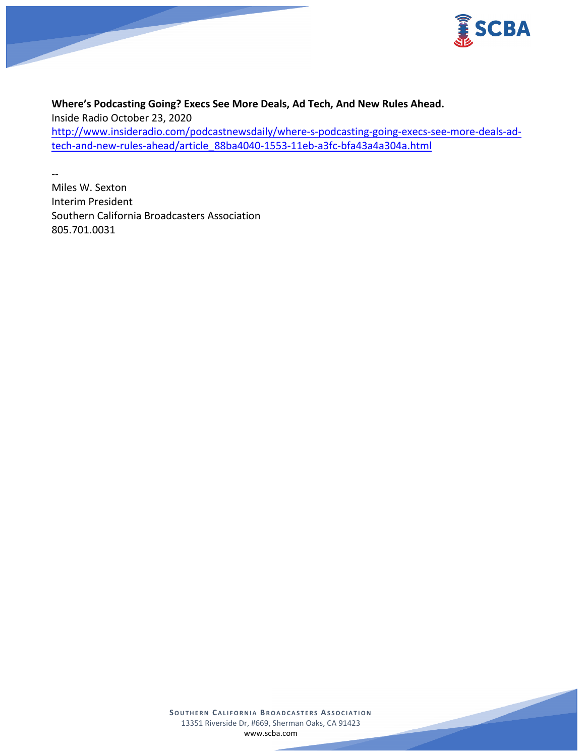**Where's Podcasting Going? Execs See More Deals, Ad Tech, And New Rules Ahead.**

Inside Radio October 23, 2020

[http://www.insideradio.com/podcastnewsdaily/where-s-podcasting-going-execs-see-more-deals-ad-tech-and-new-rules-ahead/article_88ba4040-1553-11eb-a3fc-bfa43a4a304a.html](http://www.insideradio.com/podcastnewsdaily/where-s-podcasting-going-execs-see-more-deals-ad-tech-and-new-rules-ahead/article_88ba4040-1553-11eb-a3fc-bfa43a4a304a.html)

--

Miles W. Sexton
Interim President
Southern California Broadcasters Association
805.701.0031